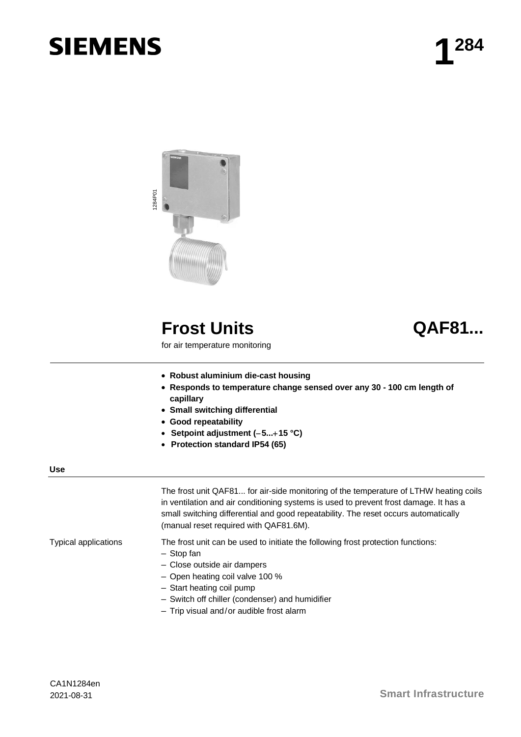SIEMENS

# 1284

# Frost Units

# QAF81...

for air temperature monitoring

- **Robust aluminium die-cast housing**
- **Responds to temperature change sensed over any 30 - 100 cm length of capillary**
- **Small switching differential**
- **Good repeatability**
- **Setpoint adjustment (−5...+15 °C)**
- **Protection standard IP54 (65)**

## Use

The frost unit QAF81... for air-side monitoring of the temperature of LTHW heating coils in ventilation and air conditioning systems is used to prevent frost damage. It has a small switching differential and good repeatability. The reset occurs automatically (manual reset required with QAF81.6M).

Typical applications

The frost unit can be used to initiate the following frost protection functions:

- Stop fan
- Close outside air dampers
- Open heating coil valve 100 %
- Start heating coil pump
- Switch off chiller (condenser) and humidifier
- Trip visual and/or audible frost alarm

CA1N1284en
2021-08-31

Smart Infrastructure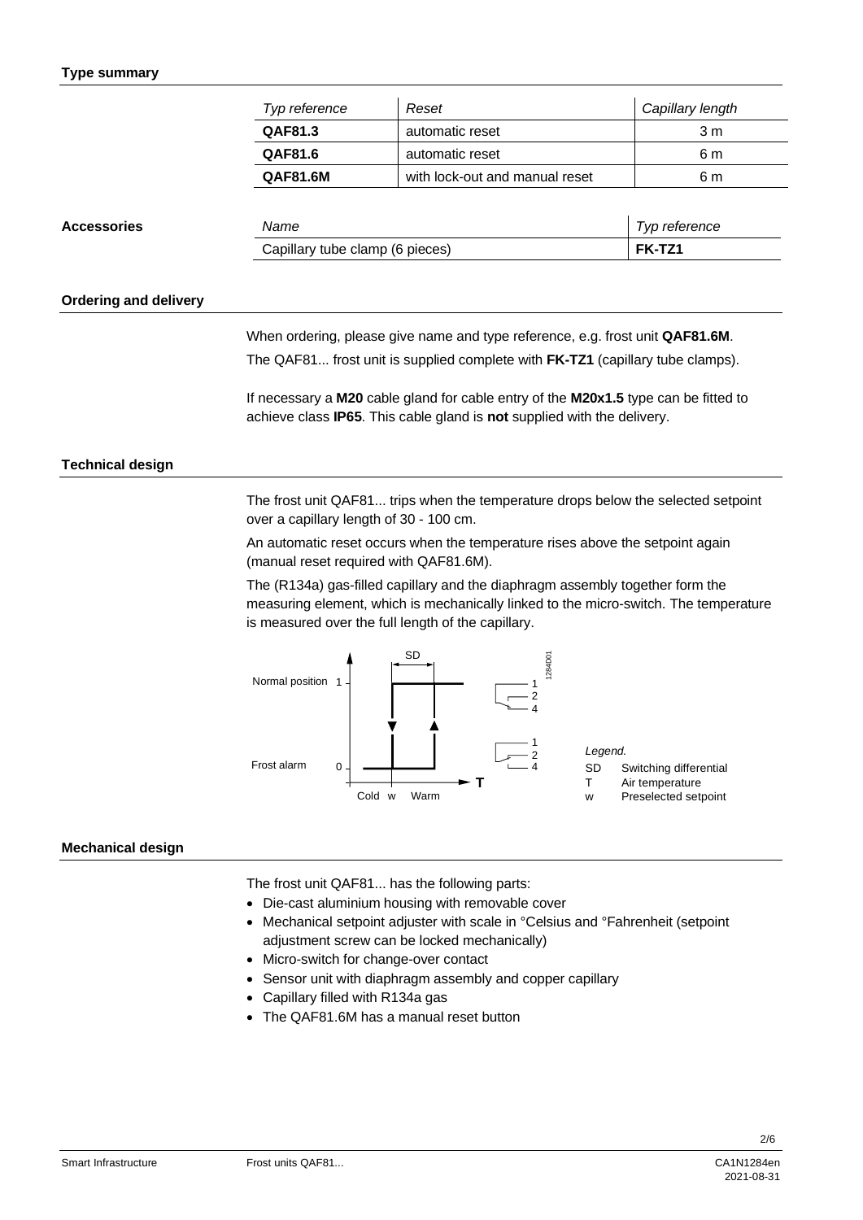## Type summary

| Typ reference | Reset | Capillary length |
|---|---|---|
| **QAF81.3** | automatic reset | 3 m |
| **QAF81.6** | automatic reset | 6 m |
| **QAF81.6M** | with lock-out and manual reset | 6 m |

**Accessories**

| Name | Typ reference |
|---|---|
| Capillary tube clamp (6 pieces) | **FK-TZ1** |

## Ordering and delivery

When ordering, please give name and type reference, e.g. frost unit **QAF81.6M**.

The QAF81... frost unit is supplied complete with **FK-TZ1** (capillary tube clamps).

If necessary a **M20** cable gland for cable entry of the **M20x1.5** type can be fitted to achieve class **IP65**. This cable gland is **not** supplied with the delivery.

## Technical design

The frost unit QAF81... trips when the temperature drops below the selected setpoint over a capillary length of 30 - 100 cm.

An automatic reset occurs when the temperature rises above the setpoint again (manual reset required with QAF81.6M).

The (R134a) gas-filled capillary and the diaphragm assembly together form the measuring element, which is mechanically linked to the micro-switch. The temperature is measured over the full length of the capillary.

Normal position 1 / Frost alarm 0 — SD — Cold w Warm — T — 1284D01

*Legend.*

SD Switching differential
T Air temperature
w Preselected setpoint

## Mechanical design

The frost unit QAF81... has the following parts:

- Die-cast aluminium housing with removable cover
- Mechanical setpoint adjuster with scale in °Celsius and °Fahrenheit (setpoint adjustment screw can be locked mechanically)
- Micro-switch for change-over contact
- Sensor unit with diaphragm assembly and copper capillary
- Capillary filled with R134a gas
- The QAF81.6M has a manual reset button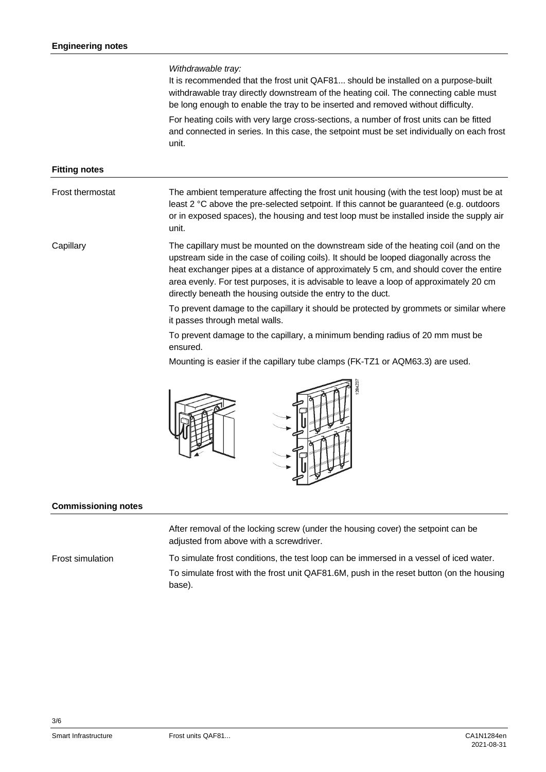## Engineering notes

*Withdrawable tray:*

It is recommended that the frost unit QAF81... should be installed on a purpose-built withdrawable tray directly downstream of the heating coil. The connecting cable must be long enough to enable the tray to be inserted and removed without difficulty.

For heating coils with very large cross-sections, a number of frost units can be fitted and connected in series. In this case, the setpoint must be set individually on each frost unit.

## Fitting notes

**Frost thermostat**

The ambient temperature affecting the frost unit housing (with the test loop) must be at least 2 °C above the pre-selected setpoint. If this cannot be guaranteed (e.g. outdoors or in exposed spaces), the housing and test loop must be installed inside the supply air unit.

**Capillary**

The capillary must be mounted on the downstream side of the heating coil (and on the upstream side in the case of coiling coils). It should be looped diagonally across the heat exchanger pipes at a distance of approximately 5 cm, and should cover the entire area evenly. For test purposes, it is advisable to leave a loop of approximately 20 cm directly beneath the housing outside the entry to the duct.

To prevent damage to the capillary it should be protected by grommets or similar where it passes through metal walls.

To prevent damage to the capillary, a minimum bending radius of 20 mm must be ensured.

Mounting is easier if the capillary tube clamps (FK-TZ1 or AQM63.3) are used.

## Commissioning notes

After removal of the locking screw (under the housing cover) the setpoint can be adjusted from above with a screwdriver.

**Frost simulation**

To simulate frost conditions, the test loop can be immersed in a vessel of iced water.

To simulate frost with the frost unit QAF81.6M, push in the reset button (on the housing base).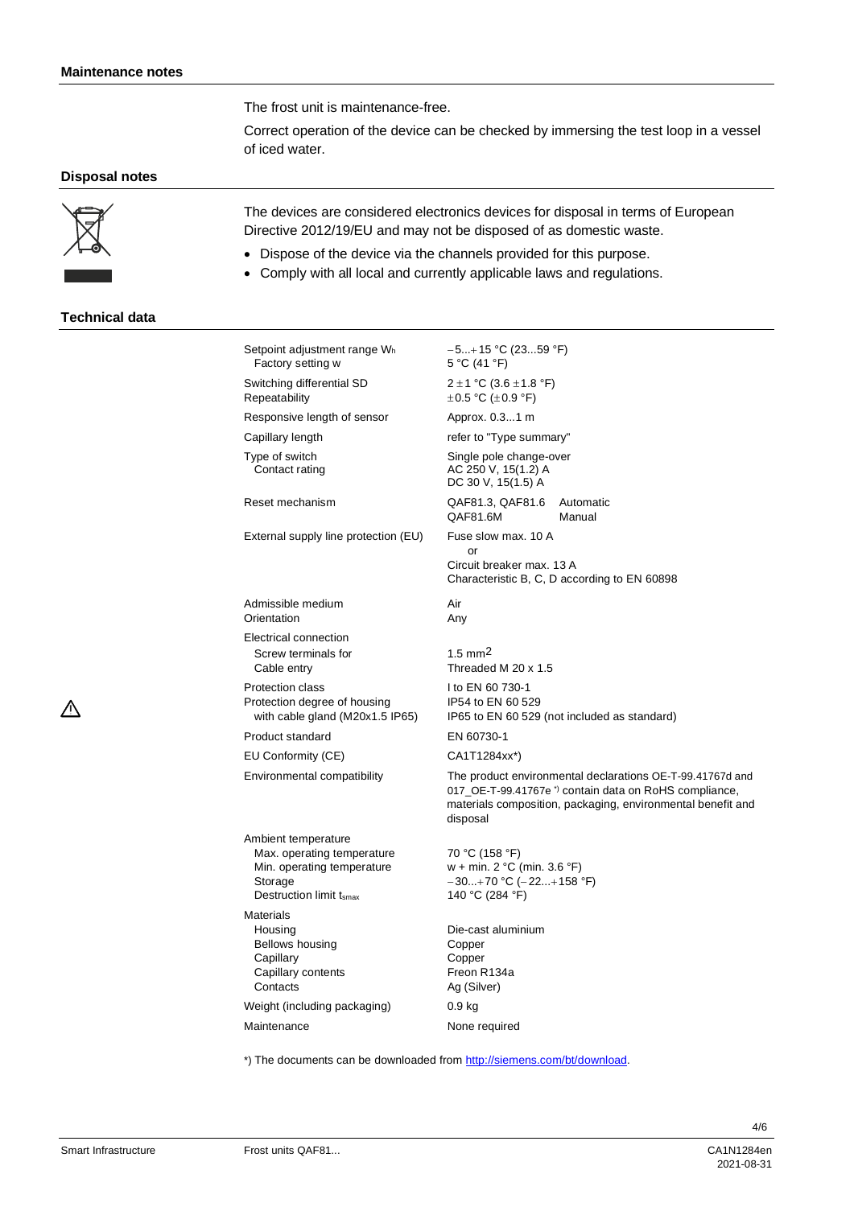## Maintenance notes

The frost unit is maintenance-free.

Correct operation of the device can be checked by immersing the test loop in a vessel of iced water.

## Disposal notes

The devices are considered electronics devices for disposal in terms of European Directive 2012/19/EU and may not be disposed of as domestic waste.

- Dispose of the device via the channels provided for this purpose.
- Comply with all local and currently applicable laws and regulations.

## Technical data

| | |
|---|---|
| Setpoint adjustment range $W_h$<br>Factory setting w | −5...+15 °C (23...59 °F)<br>5 °C (41 °F) |
| Switching differential SD<br>Repeatability | 2 ±1 °C (3.6 ±1.8 °F)<br>±0.5 °C (±0.9 °F) |
| Responsive length of sensor | Approx. 0.3...1 m |
| Capillary length | refer to "Type summary" |
| Type of switch<br>Contact rating | Single pole change-over<br>AC 250 V, 15(1.2) A<br>DC 30 V, 15(1.5) A |
| Reset mechanism | QAF81.3, QAF81.6 Automatic<br>QAF81.6M Manual |
| External supply line protection (EU) | Fuse slow max. 10 A<br>or<br>Circuit breaker max. 13 A<br>Characteristic B, C, D according to EN 60898 |
| Admissible medium<br>Orientation | Air<br>Any |
| Electrical connection<br>Screw terminals for<br>Cable entry | <br>1.5 mm$^2$<br>Threaded M 20 x 1.5 |
| Protection class<br>Protection degree of housing<br>with cable gland (M20x1.5 IP65) | I to EN 60 730-1<br>IP54 to EN 60 529<br>IP65 to EN 60 529 (not included as standard) |
| Product standard | EN 60730-1 |
| EU Conformity (CE) | CA1T1284xx*) |
| Environmental compatibility | The product environmental declarations OE-T-99.41767d and 017_OE-T-99.41767e *) contain data on RoHS compliance, materials composition, packaging, environmental benefit and disposal |
| Ambient temperature<br>Max. operating temperature<br>Min. operating temperature<br>Storage<br>Destruction limit $t_{smax}$ | <br>70 °C (158 °F)<br>w + min. 2 °C (min. 3.6 °F)<br>−30...+70 °C (−22...+158 °F)<br>140 °C (284 °F) |
| Materials<br>Housing<br>Bellows housing<br>Capillary<br>Capillary contents<br>Contacts | <br>Die-cast aluminium<br>Copper<br>Copper<br>Freon R134a<br>Ag (Silver) |
| Weight (including packaging) | 0.9 kg |
| Maintenance | None required |

*) The documents can be downloaded from http://siemens.com/bt/download.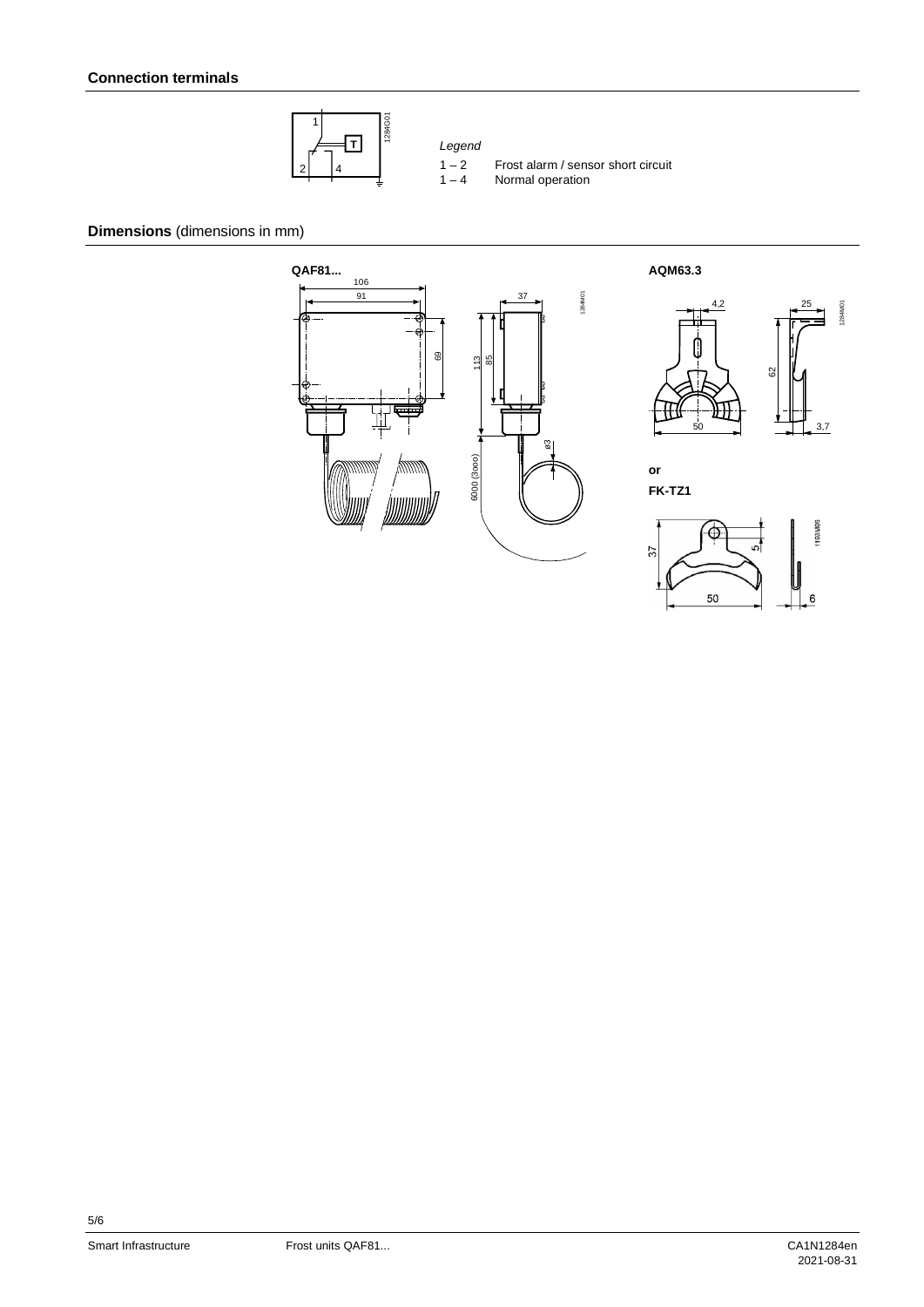## Connection terminals

*Legend*

1 – 2 Frost alarm / sensor short circuit
1 – 4 Normal operation

## Dimensions (dimensions in mm)

**QAF81...**

**AQM63.3**

**or**

**FK-TZ1**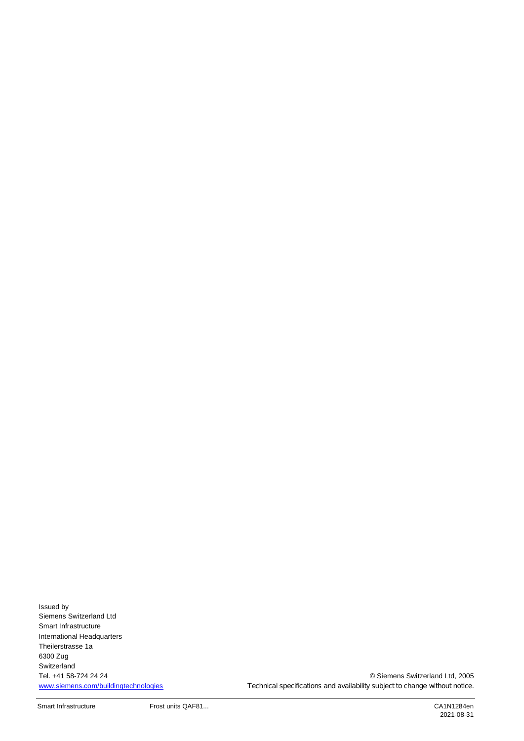Issued by
Siemens Switzerland Ltd
Smart Infrastructure
International Headquarters
Theilerstrasse 1a
6300 Zug
Switzerland
Tel. +41 58-724 24 24
www.siemens.com/buildingtechnologies

© Siemens Switzerland Ltd, 2005
Technical specifications and availability subject to change without notice.